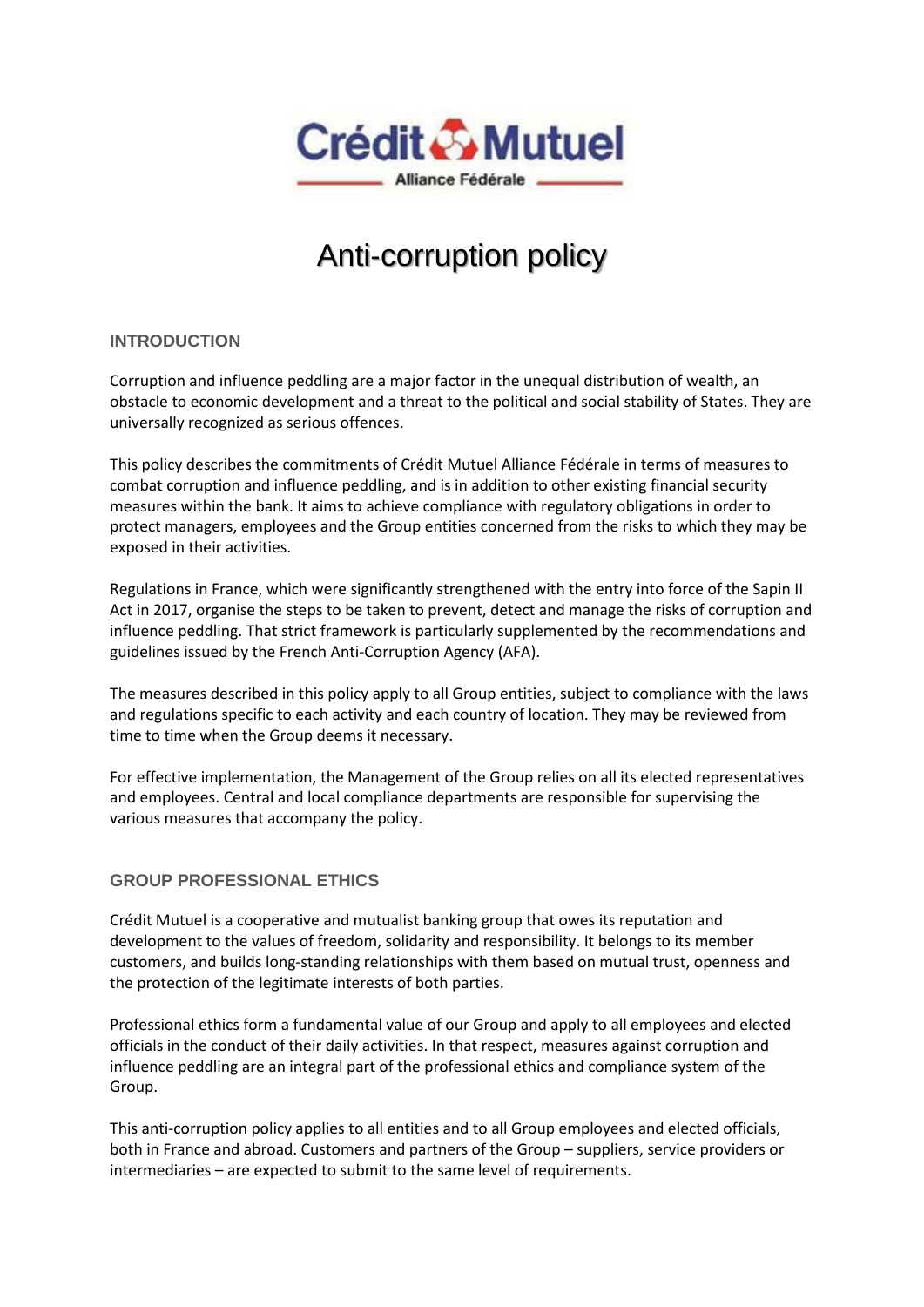# Anti-corruption policy

## INTRODUCTION

Corruption and influence peddling are a major factor in the unequal distribution of wealth, an obstacle to economic development and a threat to the political and social stability of States. They are universally recognized as serious offences.

This policy describes the commitments of Crédit Mutuel Alliance Fédérale in terms of measures to combat corruption and influence peddling, and is in addition to other existing financial security measures within the bank. It aims to achieve compliance with regulatory obligations in order to protect managers, employees and the Group entities concerned from the risks to which they may be exposed in their activities.

Regulations in France, which were significantly strengthened with the entry into force of the Sapin II Act in 2017, organise the steps to be taken to prevent, detect and manage the risks of corruption and influence peddling. That strict framework is particularly supplemented by the recommendations and guidelines issued by the French Anti-Corruption Agency (AFA).

The measures described in this policy apply to all Group entities, subject to compliance with the laws and regulations specific to each activity and each country of location. They may be reviewed from time to time when the Group deems it necessary.

For effective implementation, the Management of the Group relies on all its elected representatives and employees. Central and local compliance departments are responsible for supervising the various measures that accompany the policy.

## GROUP PROFESSIONAL ETHICS

Crédit Mutuel is a cooperative and mutualist banking group that owes its reputation and development to the values of freedom, solidarity and responsibility. It belongs to its member customers, and builds long-standing relationships with them based on mutual trust, openness and the protection of the legitimate interests of both parties.

Professional ethics form a fundamental value of our Group and apply to all employees and elected officials in the conduct of their daily activities. In that respect, measures against corruption and influence peddling are an integral part of the professional ethics and compliance system of the Group.

This anti-corruption policy applies to all entities and to all Group employees and elected officials, both in France and abroad. Customers and partners of the Group – suppliers, service providers or intermediaries – are expected to submit to the same level of requirements.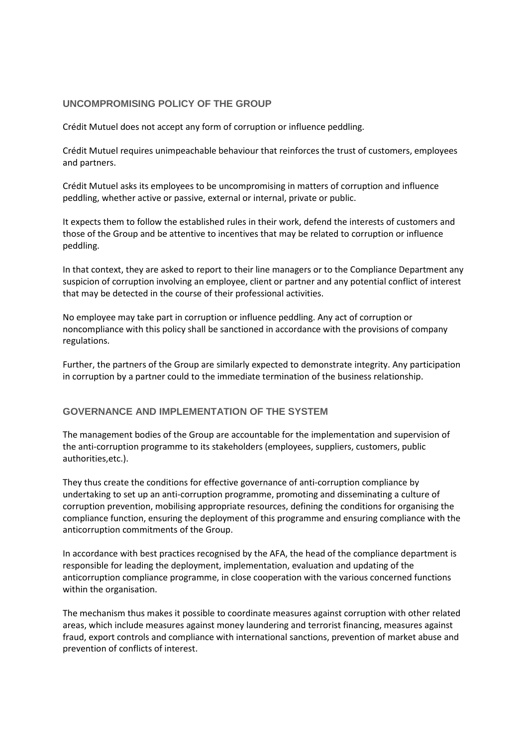## UNCOMPROMISING POLICY OF THE GROUP

Crédit Mutuel does not accept any form of corruption or influence peddling.

Crédit Mutuel requires unimpeachable behaviour that reinforces the trust of customers, employees and partners.

Crédit Mutuel asks its employees to be uncompromising in matters of corruption and influence peddling, whether active or passive, external or internal, private or public.

It expects them to follow the established rules in their work, defend the interests of customers and those of the Group and be attentive to incentives that may be related to corruption or influence peddling.

In that context, they are asked to report to their line managers or to the Compliance Department any suspicion of corruption involving an employee, client or partner and any potential conflict of interest that may be detected in the course of their professional activities.

No employee may take part in corruption or influence peddling. Any act of corruption or noncompliance with this policy shall be sanctioned in accordance with the provisions of company regulations.

Further, the partners of the Group are similarly expected to demonstrate integrity. Any participation in corruption by a partner could to the immediate termination of the business relationship.

## GOVERNANCE AND IMPLEMENTATION OF THE SYSTEM

The management bodies of the Group are accountable for the implementation and supervision of the anti-corruption programme to its stakeholders (employees, suppliers, customers, public authorities,etc.).

They thus create the conditions for effective governance of anti-corruption compliance by undertaking to set up an anti-corruption programme, promoting and disseminating a culture of corruption prevention, mobilising appropriate resources, defining the conditions for organising the compliance function, ensuring the deployment of this programme and ensuring compliance with the anticorruption commitments of the Group.

In accordance with best practices recognised by the AFA, the head of the compliance department is responsible for leading the deployment, implementation, evaluation and updating of the anticorruption compliance programme, in close cooperation with the various concerned functions within the organisation.

The mechanism thus makes it possible to coordinate measures against corruption with other related areas, which include measures against money laundering and terrorist financing, measures against fraud, export controls and compliance with international sanctions, prevention of market abuse and prevention of conflicts of interest.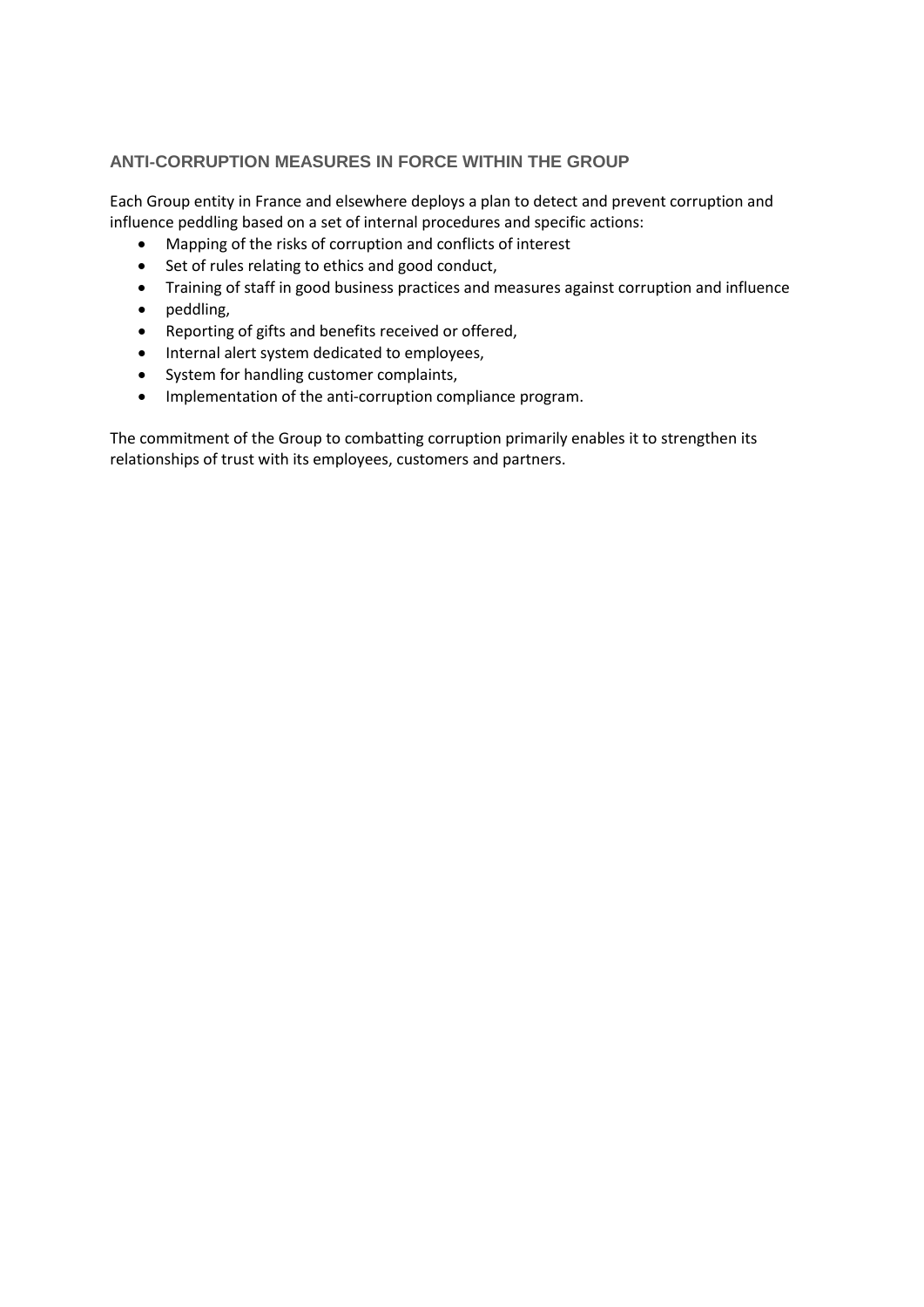## ANTI-CORRUPTION MEASURES IN FORCE WITHIN THE GROUP

Each Group entity in France and elsewhere deploys a plan to detect and prevent corruption and influence peddling based on a set of internal procedures and specific actions:

- Mapping of the risks of corruption and conflicts of interest
- Set of rules relating to ethics and good conduct,
- Training of staff in good business practices and measures against corruption and influence
- peddling,
- Reporting of gifts and benefits received or offered,
- Internal alert system dedicated to employees,
- System for handling customer complaints,
- Implementation of the anti-corruption compliance program.

The commitment of the Group to combatting corruption primarily enables it to strengthen its relationships of trust with its employees, customers and partners.